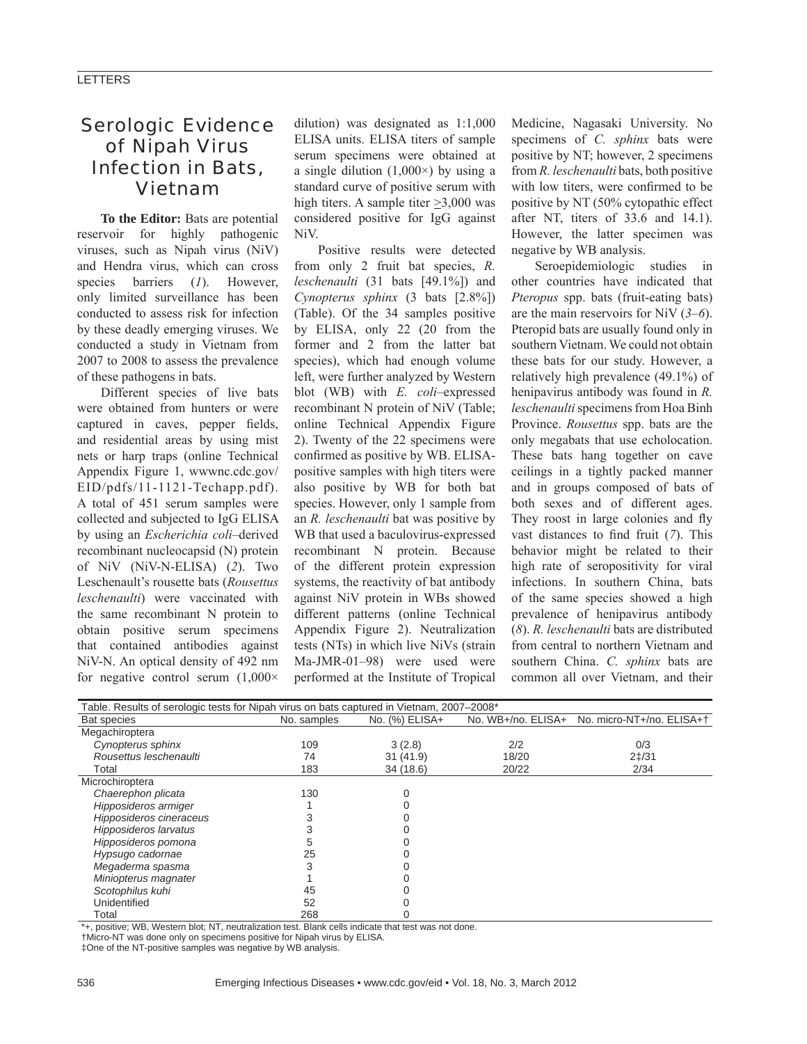# Serologic Evidence of Nipah Virus Infection in Bats, Vietnam

**To the Editor:** Bats are potential reservoir for highly pathogenic viruses, such as Nipah virus (NiV) and Hendra virus, which can cross species barriers (*1*). However, only limited surveillance has been conducted to assess risk for infection by these deadly emerging viruses. We conducted a study in Vietnam from 2007 to 2008 to assess the prevalence of these pathogens in bats.

Different species of live bats were obtained from hunters or were captured in caves, pepper fields, and residential areas by using mist nets or harp traps (online Technical Appendix Figure 1, wwwnc.cdc.gov/EID/pdfs/11-1121-Techapp.pdf). A total of 451 serum samples were collected and subjected to IgG ELISA by using an *Escherichia coli*–derived recombinant nucleocapsid (N) protein of NiV (NiV-N-ELISA) (*2*). Two Leschenault's rousette bats (*Rousettus leschenaulti*) were vaccinated with the same recombinant N protein to obtain positive serum specimens that contained antibodies against NiV-N. An optical density of 492 nm for negative control serum (1,000× dilution) was designated as 1:1,000 ELISA units. ELISA titers of sample serum specimens were obtained at a single dilution (1,000×) by using a standard curve of positive serum with high titers. A sample titer ≥3,000 was considered positive for IgG against NiV.

Positive results were detected from only 2 fruit bat species, *R. leschenaulti* (31 bats [49.1%]) and *Cynopterus sphinx* (3 bats [2.8%]) (Table). Of the 34 samples positive by ELISA, only 22 (20 from the former and 2 from the latter bat species), which had enough volume left, were further analyzed by Western blot (WB) with *E. coli*–expressed recombinant N protein of NiV (Table; online Technical Appendix Figure 2). Twenty of the 22 specimens were confirmed as positive by WB. ELISA-positive samples with high titers were also positive by WB for both bat species. However, only 1 sample from an *R. leschenaulti* bat was positive by WB that used a baculovirus-expressed recombinant N protein. Because of the different protein expression systems, the reactivity of bat antibody against NiV protein in WBs showed different patterns (online Technical Appendix Figure 2). Neutralization tests (NTs) in which live NiVs (strain Ma-JMR-01–98) were used were performed at the Institute of Tropical Medicine, Nagasaki University. No specimens of *C. sphinx* bats were positive by NT; however, 2 specimens from *R. leschenaulti* bats, both positive with low titers, were confirmed to be positive by NT (50% cytopathic effect after NT, titers of 33.6 and 14.1). However, the latter specimen was negative by WB analysis.

Seroepidemiologic studies in other countries have indicated that *Pteropus* spp. bats (fruit-eating bats) are the main reservoirs for NiV (*3*–*6*). Pteropid bats are usually found only in southern Vietnam. We could not obtain these bats for our study. However, a relatively high prevalence (49.1%) of henipavirus antibody was found in *R. leschenaulti* specimens from Hoa Binh Province. *Rousettus* spp. bats are the only megabats that use echolocation. These bats hang together on cave ceilings in a tightly packed manner and in groups composed of bats of both sexes and of different ages. They roost in large colonies and fly vast distances to find fruit (*7*). This behavior might be related to their high rate of seropositivity for viral infections. In southern China, bats of the same species showed a high prevalence of henipavirus antibody (*8*). *R. leschenaulti* bats are distributed from central to northern Vietnam and southern China. *C. sphinx* bats are common all over Vietnam, and their

Table. Results of serologic tests for Nipah virus on bats captured in Vietnam, 2007–2008*

| Bat species | No. samples | No. (%) ELISA+ | No. WB+/no. ELISA+ | No. micro-NT+/no. ELISA+† |
|---|---|---|---|---|
| Megachiroptera | | | | |
| *Cynopterus sphinx* | 109 | 3 (2.8) | 2/2 | 0/3 |
| *Rousettus leschenaulti* | 74 | 31 (41.9) | 18/20 | 2‡/31 |
| Total | 183 | 34 (18.6) | 20/22 | 2/34 |
| Microchiroptera | | | | |
| *Chaerephon plicata* | 130 | 0 | | |
| *Hipposideros armiger* | 1 | 0 | | |
| *Hipposideros cineraceus* | 3 | 0 | | |
| *Hipposideros larvatus* | 3 | 0 | | |
| *Hipposideros pomona* | 5 | 0 | | |
| *Hypsugo cadornae* | 25 | 0 | | |
| *Megaderma spasma* | 3 | 0 | | |
| *Miniopterus magnater* | 1 | 0 | | |
| *Scotophilus kuhi* | 45 | 0 | | |
| Unidentified | 52 | 0 | | |
| Total | 268 | 0 | | |

*+, positive; WB, Western blot; NT, neutralization test. Blank cells indicate that test was not done.
†Micro-NT was done only on specimens positive for Nipah virus by ELISA.
‡One of the NT-positive samples was negative by WB analysis.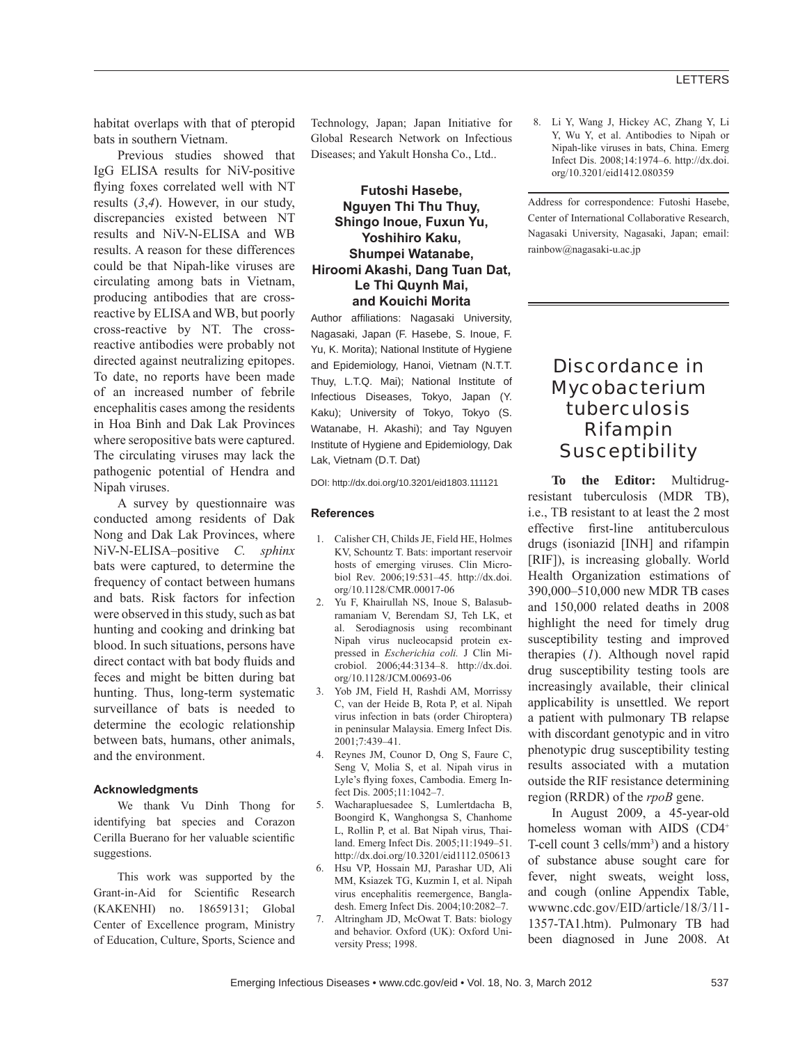habitat overlaps with that of pteropid bats in southern Vietnam.

Previous studies showed that IgG ELISA results for NiV-positive flying foxes correlated well with NT results (*3*,*4*). However, in our study, discrepancies existed between NT results and NiV-N-ELISA and WB results. A reason for these differences could be that Nipah-like viruses are circulating among bats in Vietnam, producing antibodies that are cross-reactive by ELISA and WB, but poorly cross-reactive by NT. The cross-reactive antibodies were probably not directed against neutralizing epitopes. To date, no reports have been made of an increased number of febrile encephalitis cases among the residents in Hoa Binh and Dak Lak Provinces where seropositive bats were captured. The circulating viruses may lack the pathogenic potential of Hendra and Nipah viruses.

A survey by questionnaire was conducted among residents of Dak Nong and Dak Lak Provinces, where NiV-N-ELISA–positive *C. sphinx* bats were captured, to determine the frequency of contact between humans and bats. Risk factors for infection were observed in this study, such as bat hunting and cooking and drinking bat blood. In such situations, persons have direct contact with bat body fluids and feces and might be bitten during bat hunting. Thus, long-term systematic surveillance of bats is needed to determine the ecologic relationship between bats, humans, other animals, and the environment.

#### Acknowledgments

We thank Vu Dinh Thong for identifying bat species and Corazon Cerilla Buerano for her valuable scientific suggestions.

This work was supported by the Grant-in-Aid for Scientific Research (KAKENHI) no. 18659131; Global Center of Excellence program, Ministry of Education, Culture, Sports, Science and Technology, Japan; Japan Initiative for Global Research Network on Infectious Diseases; and Yakult Honsha Co., Ltd..

**Futoshi Hasebe, Nguyen Thi Thu Thuy, Shingo Inoue, Fuxun Yu, Yoshihiro Kaku, Shumpei Watanabe, Hiroomi Akashi, Dang Tuan Dat, Le Thi Quynh Mai, and Kouichi Morita**

Author affiliations: Nagasaki University, Nagasaki, Japan (F. Hasebe, S. Inoue, F. Yu, K. Morita); National Institute of Hygiene and Epidemiology, Hanoi, Vietnam (N.T.T. Thuy, L.T.Q. Mai); National Institute of Infectious Diseases, Tokyo, Japan (Y. Kaku); University of Tokyo, Tokyo (S. Watanabe, H. Akashi); and Tay Nguyen Institute of Hygiene and Epidemiology, Dak Lak, Vietnam (D.T. Dat)

DOI: http://dx.doi.org/10.3201/eid1803.111121

#### References

1. Calisher CH, Childs JE, Field HE, Holmes KV, Schountz T. Bats: important reservoir hosts of emerging viruses. Clin Microbiol Rev. 2006;19:531–45. http://dx.doi.org/10.1128/CMR.00017-06
2. Yu F, Khairullah NS, Inoue S, Balasubramaniam V, Berendam SJ, Teh LK, et al. Serodiagnosis using recombinant Nipah virus nucleocapsid protein expressed in *Escherichia coli.* J Clin Microbiol. 2006;44:3134–8. http://dx.doi.org/10.1128/JCM.00693-06
3. Yob JM, Field H, Rashdi AM, Morrissy C, van der Heide B, Rota P, et al. Nipah virus infection in bats (order Chiroptera) in peninsular Malaysia. Emerg Infect Dis. 2001;7:439–41.
4. Reynes JM, Counor D, Ong S, Faure C, Seng V, Molia S, et al. Nipah virus in Lyle's flying foxes, Cambodia. Emerg Infect Dis. 2005;11:1042–7.
5. Wacharapluesadee S, Lumlertdacha B, Boongird K, Wanghongsa S, Chanhome L, Rollin P, et al. Bat Nipah virus, Thailand. Emerg Infect Dis. 2005;11:1949–51. http://dx.doi.org/10.3201/eid1112.050613
6. Hsu VP, Hossain MJ, Parashar UD, Ali MM, Ksiazek TG, Kuzmin I, et al. Nipah virus encephalitis reemergence, Bangladesh. Emerg Infect Dis. 2004;10:2082–7.
7. Altringham JD, McOwat T. Bats: biology and behavior. Oxford (UK): Oxford University Press; 1998.
8. Li Y, Wang J, Hickey AC, Zhang Y, Li Y, Wu Y, et al. Antibodies to Nipah or Nipah-like viruses in bats, China. Emerg Infect Dis. 2008;14:1974–6. http://dx.doi.org/10.3201/eid1412.080359

Address for correspondence: Futoshi Hasebe, Center of International Collaborative Research, Nagasaki University, Nagasaki, Japan; email: rainbow@nagasaki-u.ac.jp

# Discordance in *Mycobacterium tuberculosis* Rifampin Susceptibility

**To the Editor:** Multidrug-resistant tuberculosis (MDR TB), i.e., TB resistant to at least the 2 most effective first-line antituberculous drugs (isoniazid [INH] and rifampin [RIF]), is increasing globally. World Health Organization estimations of 390,000–510,000 new MDR TB cases and 150,000 related deaths in 2008 highlight the need for timely drug susceptibility testing and improved therapies (*1*). Although novel rapid drug susceptibility testing tools are increasingly available, their clinical applicability is unsettled. We report a patient with pulmonary TB relapse with discordant genotypic and in vitro phenotypic drug susceptibility testing results associated with a mutation outside the RIF resistance determining region (RRDR) of the *rpoB* gene.

In August 2009, a 45-year-old homeless woman with AIDS ($CD4^+$ T-cell count 3 cells/$mm^3$) and a history of substance abuse sought care for fever, night sweats, weight loss, and cough (online Appendix Table, wwwnc.cdc.gov/EID/article/18/3/11-1357-TA1.htm). Pulmonary TB had been diagnosed in June 2008. At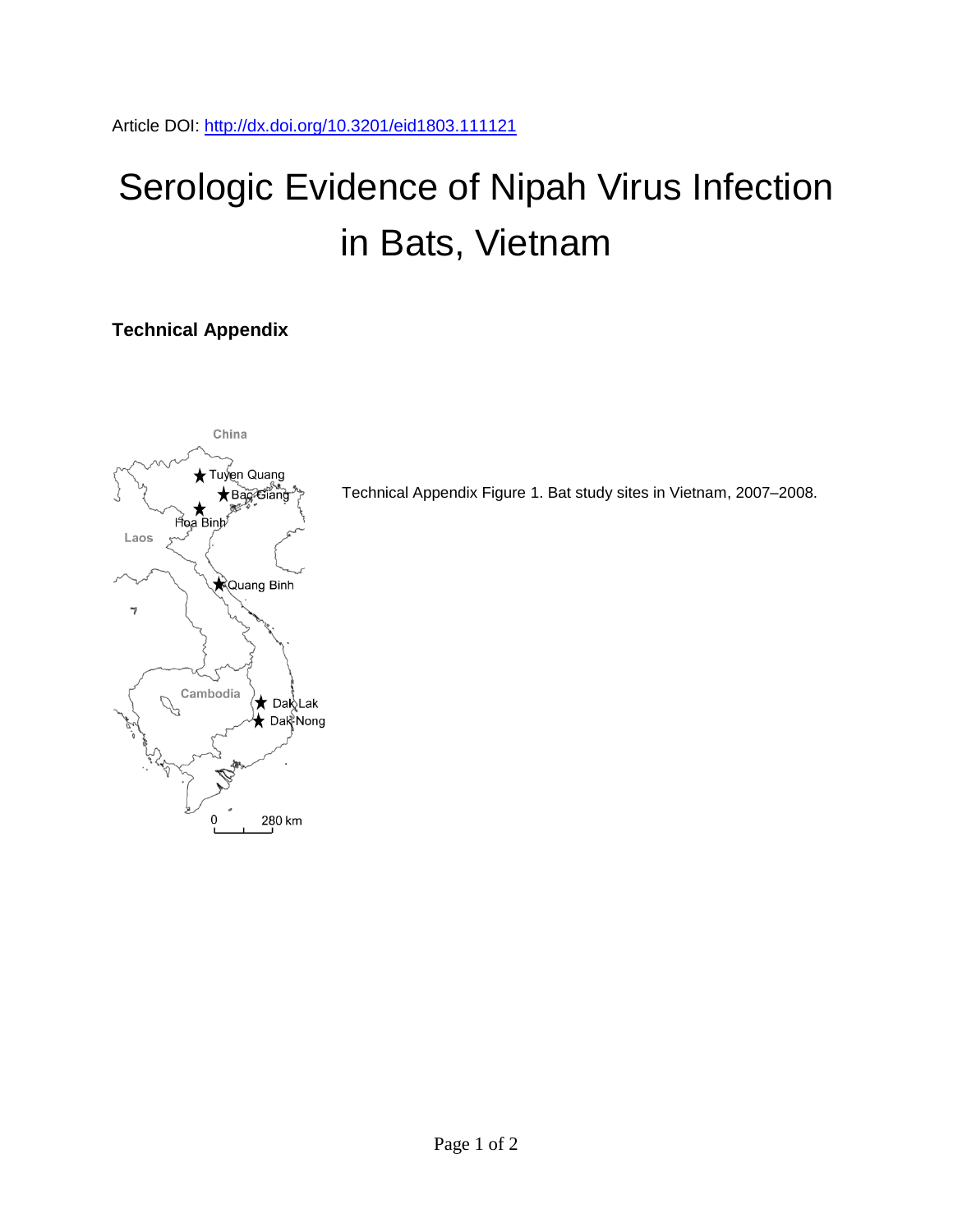Article DOI: http://dx.doi.org/10.3201/eid1803.111121

# Serologic Evidence of Nipah Virus Infection in Bats, Vietnam

## Technical Appendix

Technical Appendix Figure 1. Bat study sites in Vietnam, 2007–2008.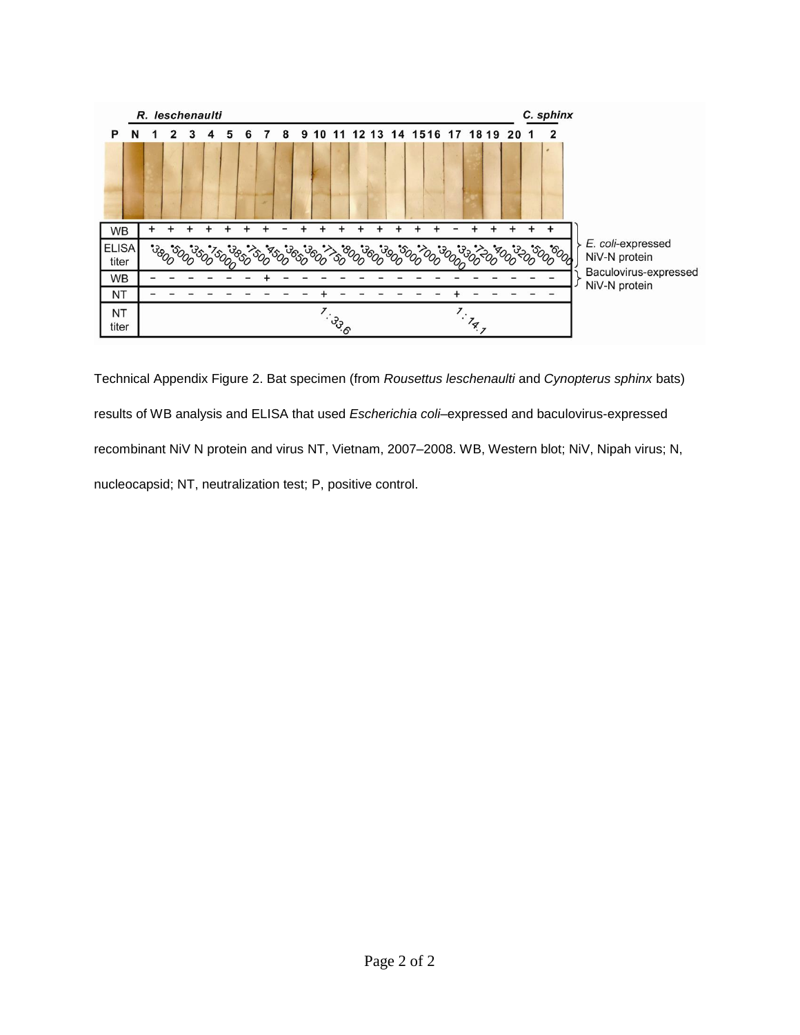R. leschenaulti | C. sphinx

P N 1 2 3 4 5 6 7 8 9 10 11 12 13 14 15 16 17 18 19 20 1 2

| | | R. leschenaulti | | | | | | | | | | | | | | | | | | | | C. sphinx | |
|---|---|---|---|---|---|---|---|---|---|---|---|---|---|---|---|---|---|---|---|---|---|---|---|
| | | 1 | 2 | 3 | 4 | 5 | 6 | 7 | 8 | 9 | 10 | 11 | 12 | 13 | 14 | 15 | 16 | 17 | 18 | 19 | 20 | 1 | 2 |
| *E. coli*-expressed NiV-N protein | WB | + | + | + | + | + | + | + | − | + | + | + | + | + | + | + | + | − | + | + | + | + | + |
| | ELISA titer | 3800 | 5000 | 3500 | 15000 | 3850 | 7500 | 4500 | 3650 | 3600 | 7750 | 8000 | 3600 | 3900 | 5000 | 7000 | 30000 | 3300 | 7200 | 4000 | 3200 | 5000 | 6000 |
| Baculovirus-expressed NiV-N protein | WB | − | − | − | − | − | − | + | − | − | − | − | − | − | − | − | − | − | − | − | − | − | − |
| | NT | − | − | − | − | − | − | − | − | − | + | − | − | − | − | − | − | + | − | − | − | − | − |
| | NT titer | | | | | | | | | | 1 : 33.6 | | | | | | | 1 : 14.1 | | | | | |

Technical Appendix Figure 2. Bat specimen (from *Rousettus leschenaulti* and *Cynopterus sphinx* bats) results of WB analysis and ELISA that used *Escherichia coli*–expressed and baculovirus-expressed recombinant NiV N protein and virus NT, Vietnam, 2007–2008. WB, Western blot; NiV, Nipah virus; N, nucleocapsid; NT, neutralization test; P, positive control.